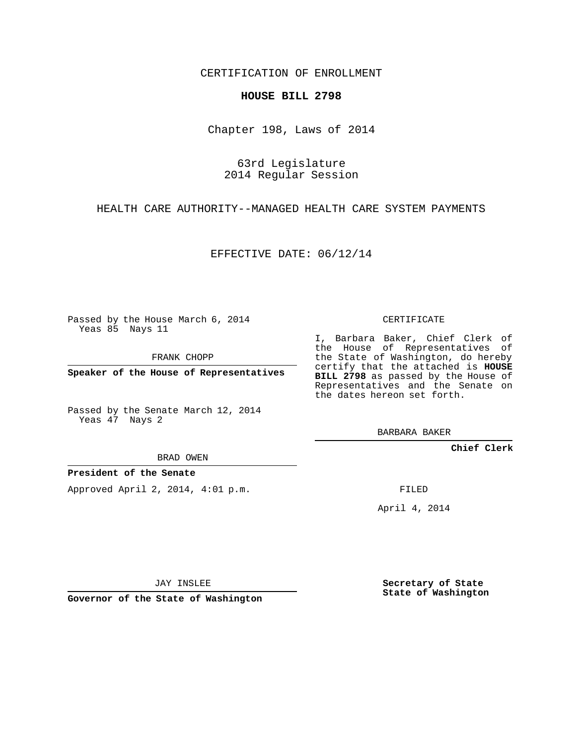CERTIFICATION OF ENROLLMENT

**HOUSE BILL 2798**

Chapter 198, Laws of 2014

63rd Legislature
2014 Regular Session

HEALTH CARE AUTHORITY--MANAGED HEALTH CARE SYSTEM PAYMENTS

EFFECTIVE DATE: 06/12/14

Passed by the House March 6, 2014
Yeas 85 Nays 11

FRANK CHOPP

**Speaker of the House of Representatives**

Passed by the Senate March 12, 2014
Yeas 47 Nays 2

BRAD OWEN

**President of the Senate**

Approved April 2, 2014, 4:01 p.m.

JAY INSLEE

**Governor of the State of Washington**

CERTIFICATE

I, Barbara Baker, Chief Clerk of the House of Representatives of the State of Washington, do hereby certify that the attached is **HOUSE BILL 2798** as passed by the House of Representatives and the Senate on the dates hereon set forth.

BARBARA BAKER

**Chief Clerk**

FILED

April 4, 2014

**Secretary of State**
**State of Washington**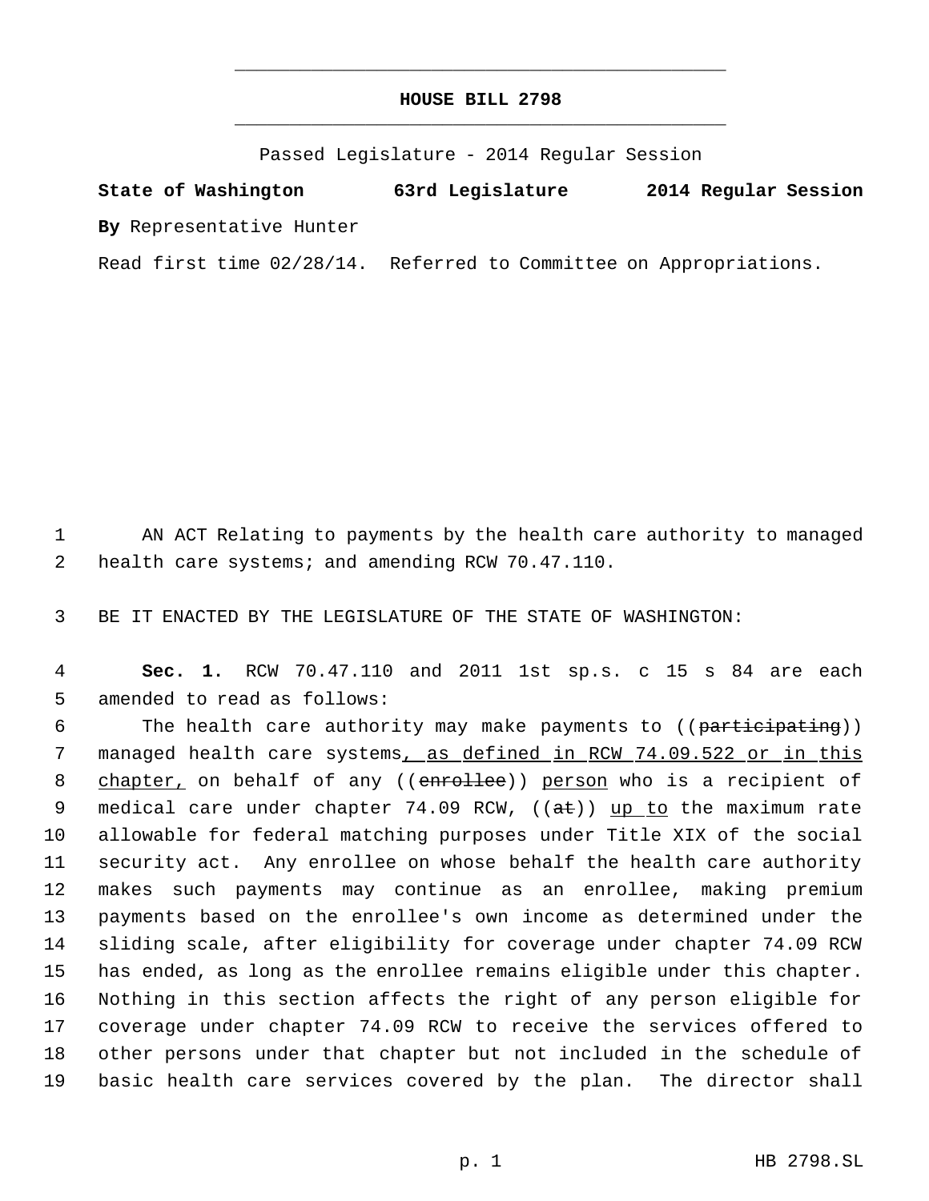# HOUSE BILL 2798

Passed Legislature - 2014 Regular Session

**State of Washington 63rd Legislature 2014 Regular Session**

**By** Representative Hunter

Read first time 02/28/14. Referred to Committee on Appropriations.

AN ACT Relating to payments by the health care authority to managed health care systems; and amending RCW 70.47.110.

BE IT ENACTED BY THE LEGISLATURE OF THE STATE OF WASHINGTON:

**Sec. 1.** RCW 70.47.110 and 2011 1st sp.s. c 15 s 84 are each amended to read as follows:

The health care authority may make payments to ((~~participating~~)) managed health care systems<u>, as defined in RCW 74.09.522 or in this chapter,</u> on behalf of any ((~~enrollee~~)) <u>person</u> who is a recipient of medical care under chapter 74.09 RCW, ((~~at~~)) <u>up to</u> the maximum rate allowable for federal matching purposes under Title XIX of the social security act. Any enrollee on whose behalf the health care authority makes such payments may continue as an enrollee, making premium payments based on the enrollee's own income as determined under the sliding scale, after eligibility for coverage under chapter 74.09 RCW has ended, as long as the enrollee remains eligible under this chapter. Nothing in this section affects the right of any person eligible for coverage under chapter 74.09 RCW to receive the services offered to other persons under that chapter but not included in the schedule of basic health care services covered by the plan. The director shall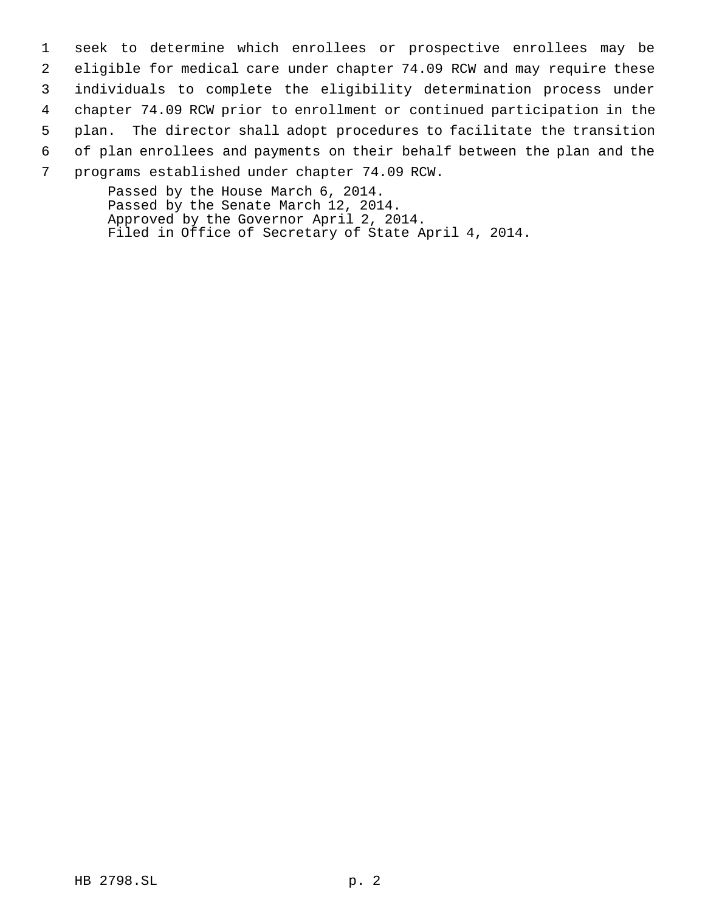seek to determine which enrollees or prospective enrollees may be eligible for medical care under chapter 74.09 RCW and may require these individuals to complete the eligibility determination process under chapter 74.09 RCW prior to enrollment or continued participation in the plan. The director shall adopt procedures to facilitate the transition of plan enrollees and payments on their behalf between the plan and the programs established under chapter 74.09 RCW.

Passed by the House March 6, 2014.
Passed by the Senate March 12, 2014.
Approved by the Governor April 2, 2014.
Filed in Office of Secretary of State April 4, 2014.